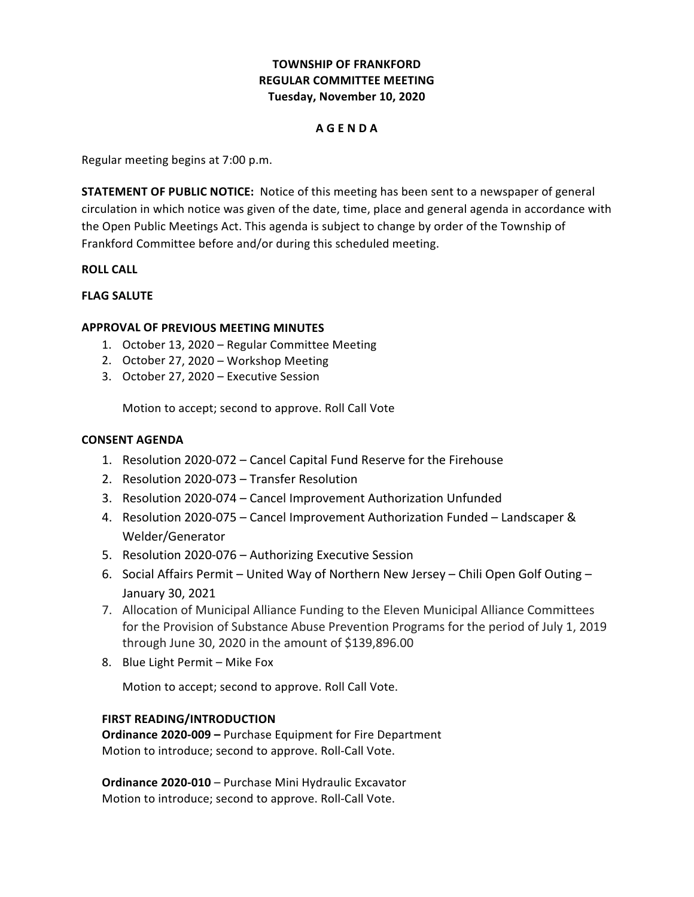# TOWNSHIP OF FRANKFORD
## REGULAR COMMITTEE MEETING
### Tuesday, November 10, 2020

**A G E N D A**

Regular meeting begins at 7:00 p.m.

**STATEMENT OF PUBLIC NOTICE:** Notice of this meeting has been sent to a newspaper of general circulation in which notice was given of the date, time, place and general agenda in accordance with the Open Public Meetings Act. This agenda is subject to change by order of the Township of Frankford Committee before and/or during this scheduled meeting.

**ROLL CALL**

**FLAG SALUTE**

**APPROVAL OF PREVIOUS MEETING MINUTES**

1. October 13, 2020 – Regular Committee Meeting
2. October 27, 2020 – Workshop Meeting
3. October 27, 2020 – Executive Session

   Motion to accept; second to approve. Roll Call Vote

**CONSENT AGENDA**

1. Resolution 2020-072 – Cancel Capital Fund Reserve for the Firehouse
2. Resolution 2020-073 – Transfer Resolution
3. Resolution 2020-074 – Cancel Improvement Authorization Unfunded
4. Resolution 2020-075 – Cancel Improvement Authorization Funded – Landscaper & Welder/Generator
5. Resolution 2020-076 – Authorizing Executive Session
6. Social Affairs Permit – United Way of Northern New Jersey – Chili Open Golf Outing – January 30, 2021
7. Allocation of Municipal Alliance Funding to the Eleven Municipal Alliance Committees for the Provision of Substance Abuse Prevention Programs for the period of July 1, 2019 through June 30, 2020 in the amount of $139,896.00
8. Blue Light Permit – Mike Fox

   Motion to accept; second to approve. Roll Call Vote.

**FIRST READING/INTRODUCTION**

**Ordinance 2020-009 –** Purchase Equipment for Fire Department
Motion to introduce; second to approve. Roll-Call Vote.

**Ordinance 2020-010** – Purchase Mini Hydraulic Excavator
Motion to introduce; second to approve. Roll-Call Vote.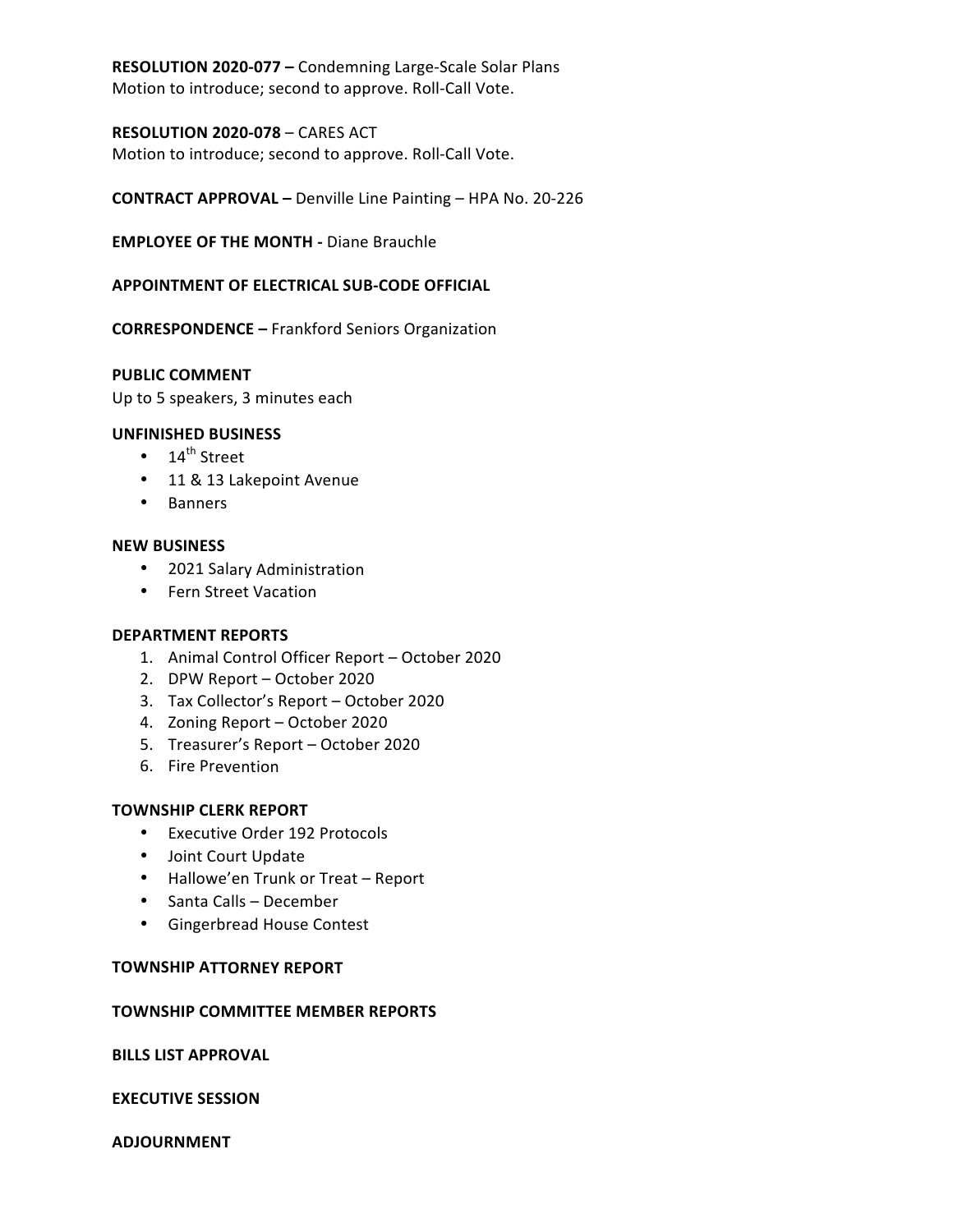**RESOLUTION 2020-077 –** Condemning Large-Scale Solar Plans
Motion to introduce; second to approve. Roll-Call Vote.

**RESOLUTION 2020-078** – CARES ACT
Motion to introduce; second to approve. Roll-Call Vote.

**CONTRACT APPROVAL –** Denville Line Painting – HPA No. 20-226

**EMPLOYEE OF THE MONTH -** Diane Brauchle

**APPOINTMENT OF ELECTRICAL SUB-CODE OFFICIAL**

**CORRESPONDENCE –** Frankford Seniors Organization

**PUBLIC COMMENT**
Up to 5 speakers, 3 minutes each

**UNFINISHED BUSINESS**

- 14th Street
- 11 & 13 Lakepoint Avenue
- Banners

**NEW BUSINESS**

- 2021 Salary Administration
- Fern Street Vacation

**DEPARTMENT REPORTS**

1. Animal Control Officer Report – October 2020
2. DPW Report – October 2020
3. Tax Collector's Report – October 2020
4. Zoning Report – October 2020
5. Treasurer's Report – October 2020
6. Fire Prevention

**TOWNSHIP CLERK REPORT**

- Executive Order 192 Protocols
- Joint Court Update
- Hallowe'en Trunk or Treat – Report
- Santa Calls – December
- Gingerbread House Contest

**TOWNSHIP ATTORNEY REPORT**

**TOWNSHIP COMMITTEE MEMBER REPORTS**

**BILLS LIST APPROVAL**

**EXECUTIVE SESSION**

**ADJOURNMENT**